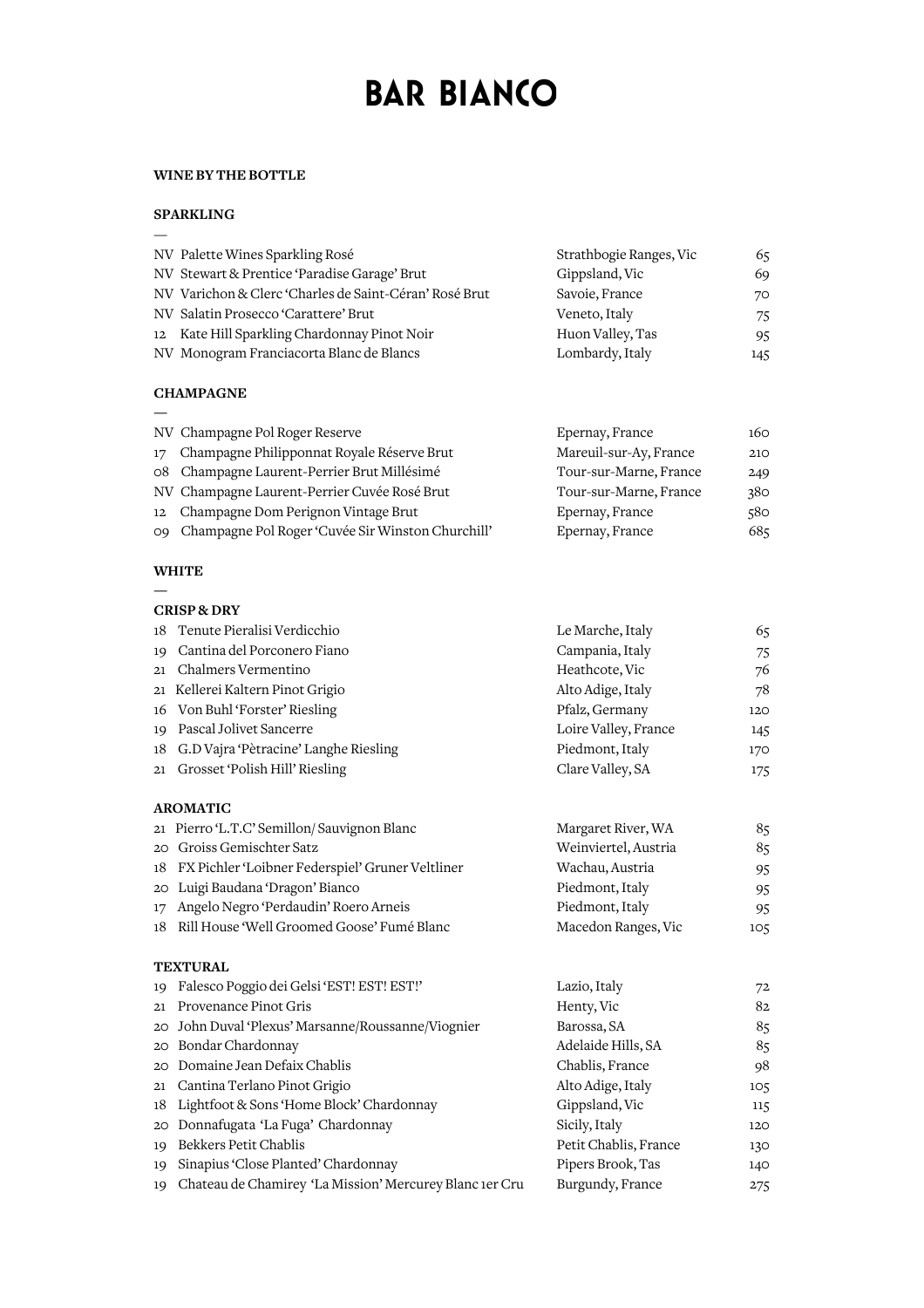# BAR BIANCO

**WINE BY THE BOTTLE**

## SPARKLING

—

| Vintage | Wine | Region | Price |
|---|---|---|---|
| NV | Palette Wines Sparkling Rosé | Strathbogie Ranges, Vic | 65 |
| NV | Stewart & Prentice 'Paradise Garage' Brut | Gippsland, Vic | 69 |
| NV | Varichon & Clerc 'Charles de Saint-Céran' Rosé Brut | Savoie, France | 70 |
| NV | Salatin Prosecco 'Carattere' Brut | Veneto, Italy | 75 |
| 12 | Kate Hill Sparkling Chardonnay Pinot Noir | Huon Valley, Tas | 95 |
| NV | Monogram Franciacorta Blanc de Blancs | Lombardy, Italy | 145 |

## CHAMPAGNE

—

| Vintage | Wine | Region | Price |
|---|---|---|---|
| NV | Champagne Pol Roger Reserve | Epernay, France | 160 |
| 17 | Champagne Philipponnat Royale Réserve Brut | Mareuil-sur-Ay, France | 210 |
| 08 | Champagne Laurent-Perrier Brut Millésimé | Tour-sur-Marne, France | 249 |
| NV | Champagne Laurent-Perrier Cuvée Rosé Brut | Tour-sur-Marne, France | 380 |
| 12 | Champagne Dom Perignon Vintage Brut | Epernay, France | 580 |
| 09 | Champagne Pol Roger 'Cuvée Sir Winston Churchill' | Epernay, France | 685 |

## WHITE

—

### CRISP & DRY

| Vintage | Wine | Region | Price |
|---|---|---|---|
| 18 | Tenute Pieralisi Verdicchio | Le Marche, Italy | 65 |
| 19 | Cantina del Porconero Fiano | Campania, Italy | 75 |
| 21 | Chalmers Vermentino | Heathcote, Vic | 76 |
| 21 | Kellerei Kaltern Pinot Grigio | Alto Adige, Italy | 78 |
| 16 | Von Buhl 'Forster' Riesling | Pfalz, Germany | 120 |
| 19 | Pascal Jolivet Sancerre | Loire Valley, France | 145 |
| 18 | G.D Vajra 'Pètracine' Langhe Riesling | Piedmont, Italy | 170 |
| 21 | Grosset 'Polish Hill' Riesling | Clare Valley, SA | 175 |

### AROMATIC

| Vintage | Wine | Region | Price |
|---|---|---|---|
| 21 | Pierro 'L.T.C' Semillon/ Sauvignon Blanc | Margaret River, WA | 85 |
| 20 | Groiss Gemischter Satz | Weinviertel, Austria | 85 |
| 18 | FX Pichler 'Loibner Federspiel' Gruner Veltliner | Wachau, Austria | 95 |
| 20 | Luigi Baudana 'Dragon' Bianco | Piedmont, Italy | 95 |
| 17 | Angelo Negro 'Perdaudin' Roero Arneis | Piedmont, Italy | 95 |
| 18 | Rill House 'Well Groomed Goose' Fumé Blanc | Macedon Ranges, Vic | 105 |

### TEXTURAL

| Vintage | Wine | Region | Price |
|---|---|---|---|
| 19 | Falesco Poggio dei Gelsi 'EST! EST! EST!' | Lazio, Italy | 72 |
| 21 | Provenance Pinot Gris | Henty, Vic | 82 |
| 20 | John Duval 'Plexus' Marsanne/Roussanne/Viognier | Barossa, SA | 85 |
| 20 | Bondar Chardonnay | Adelaide Hills, SA | 85 |
| 20 | Domaine Jean Defaix Chablis | Chablis, France | 98 |
| 21 | Cantina Terlano Pinot Grigio | Alto Adige, Italy | 105 |
| 18 | Lightfoot & Sons 'Home Block' Chardonnay | Gippsland, Vic | 115 |
| 20 | Donnafugata 'La Fuga' Chardonnay | Sicily, Italy | 120 |
| 19 | Bekkers Petit Chablis | Petit Chablis, France | 130 |
| 19 | Sinapius 'Close Planted' Chardonnay | Pipers Brook, Tas | 140 |
| 19 | Chateau de Chamirey 'La Mission' Mercurey Blanc 1er Cru | Burgundy, France | 275 |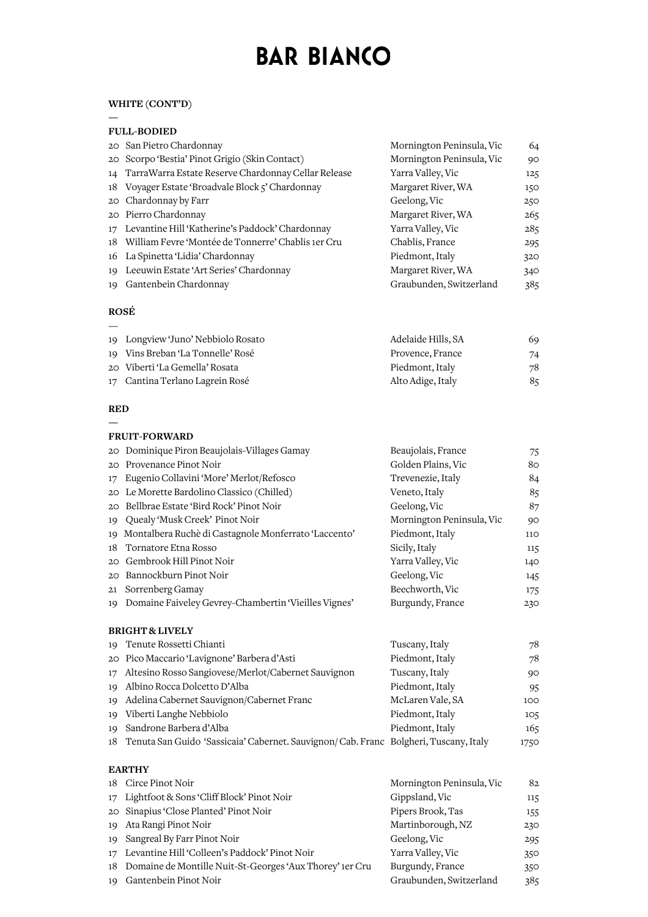# BAR BIANCO

## WHITE (CONT'D)

—

### FULL-BODIED

| Vintage | Wine | Region | Price |
|---|---|---|---|
| 20 | San Pietro Chardonnay | Mornington Peninsula, Vic | 64 |
| 20 | Scorpo 'Bestia' Pinot Grigio (Skin Contact) | Mornington Peninsula, Vic | 90 |
| 14 | TarraWarra Estate Reserve Chardonnay Cellar Release | Yarra Valley, Vic | 125 |
| 18 | Voyager Estate 'Broadvale Block 5' Chardonnay | Margaret River, WA | 150 |
| 20 | Chardonnay by Farr | Geelong, Vic | 250 |
| 20 | Pierro Chardonnay | Margaret River, WA | 265 |
| 17 | Levantine Hill 'Katherine's Paddock' Chardonnay | Yarra Valley, Vic | 285 |
| 18 | William Fevre 'Montée de Tonnerre' Chablis 1er Cru | Chablis, France | 295 |
| 16 | La Spinetta 'Lidia' Chardonnay | Piedmont, Italy | 320 |
| 19 | Leeuwin Estate 'Art Series' Chardonnay | Margaret River, WA | 340 |
| 19 | Gantenbein Chardonnay | Graubunden, Switzerland | 385 |

## ROSÉ

—

| Vintage | Wine | Region | Price |
|---|---|---|---|
| 19 | Longview 'Juno' Nebbiolo Rosato | Adelaide Hills, SA | 69 |
| 19 | Vins Breban 'La Tonnelle' Rosé | Provence, France | 74 |
| 20 | Viberti 'La Gemella' Rosata | Piedmont, Italy | 78 |
| 17 | Cantina Terlano Lagrein Rosé | Alto Adige, Italy | 85 |

## RED

—

### FRUIT-FORWARD

| Vintage | Wine | Region | Price |
|---|---|---|---|
| 20 | Dominique Piron Beaujolais-Villages Gamay | Beaujolais, France | 75 |
| 20 | Provenance Pinot Noir | Golden Plains, Vic | 80 |
| 17 | Eugenio Collavini 'More' Merlot/Refosco | Trevenezie, Italy | 84 |
| 20 | Le Morette Bardolino Classico (Chilled) | Veneto, Italy | 85 |
| 20 | Bellbrae Estate 'Bird Rock' Pinot Noir | Geelong, Vic | 87 |
| 19 | Quealy 'Musk Creek' Pinot Noir | Mornington Peninsula, Vic | 90 |
| 19 | Montalbera Ruchè di Castagnole Monferrato 'Laccento' | Piedmont, Italy | 110 |
| 18 | Tornatore Etna Rosso | Sicily, Italy | 115 |
| 20 | Gembrook Hill Pinot Noir | Yarra Valley, Vic | 140 |
| 20 | Bannockburn Pinot Noir | Geelong, Vic | 145 |
| 21 | Sorrenberg Gamay | Beechworth, Vic | 175 |
| 19 | Domaine Faiveley Gevrey-Chambertin 'Vieilles Vignes' | Burgundy, France | 230 |

### BRIGHT & LIVELY

| Vintage | Wine | Region | Price |
|---|---|---|---|
| 19 | Tenute Rossetti Chianti | Tuscany, Italy | 78 |
| 20 | Pico Maccario 'Lavignone' Barbera d'Asti | Piedmont, Italy | 78 |
| 17 | Altesino Rosso Sangiovese/Merlot/Cabernet Sauvignon | Tuscany, Italy | 90 |
| 19 | Albino Rocca Dolcetto D'Alba | Piedmont, Italy | 95 |
| 19 | Adelina Cabernet Sauvignon/Cabernet Franc | McLaren Vale, SA | 100 |
| 19 | Viberti Langhe Nebbiolo | Piedmont, Italy | 105 |
| 19 | Sandrone Barbera d'Alba | Piedmont, Italy | 165 |
| 18 | Tenuta San Guido 'Sassicaia' Cabernet. Sauvignon/ Cab. Franc | Bolgheri, Tuscany, Italy | 1750 |

### EARTHY

| Vintage | Wine | Region | Price |
|---|---|---|---|
| 18 | Circe Pinot Noir | Mornington Peninsula, Vic | 82 |
| 17 | Lightfoot & Sons 'Cliff Block' Pinot Noir | Gippsland, Vic | 115 |
| 20 | Sinapius 'Close Planted' Pinot Noir | Pipers Brook, Tas | 155 |
| 19 | Ata Rangi Pinot Noir | Martinborough, NZ | 230 |
| 19 | Sangreal By Farr Pinot Noir | Geelong, Vic | 295 |
| 17 | Levantine Hill 'Colleen's Paddock' Pinot Noir | Yarra Valley, Vic | 350 |
| 18 | Domaine de Montille Nuit-St-Georges 'Aux Thorey' 1er Cru | Burgundy, France | 350 |
| 19 | Gantenbein Pinot Noir | Graubunden, Switzerland | 385 |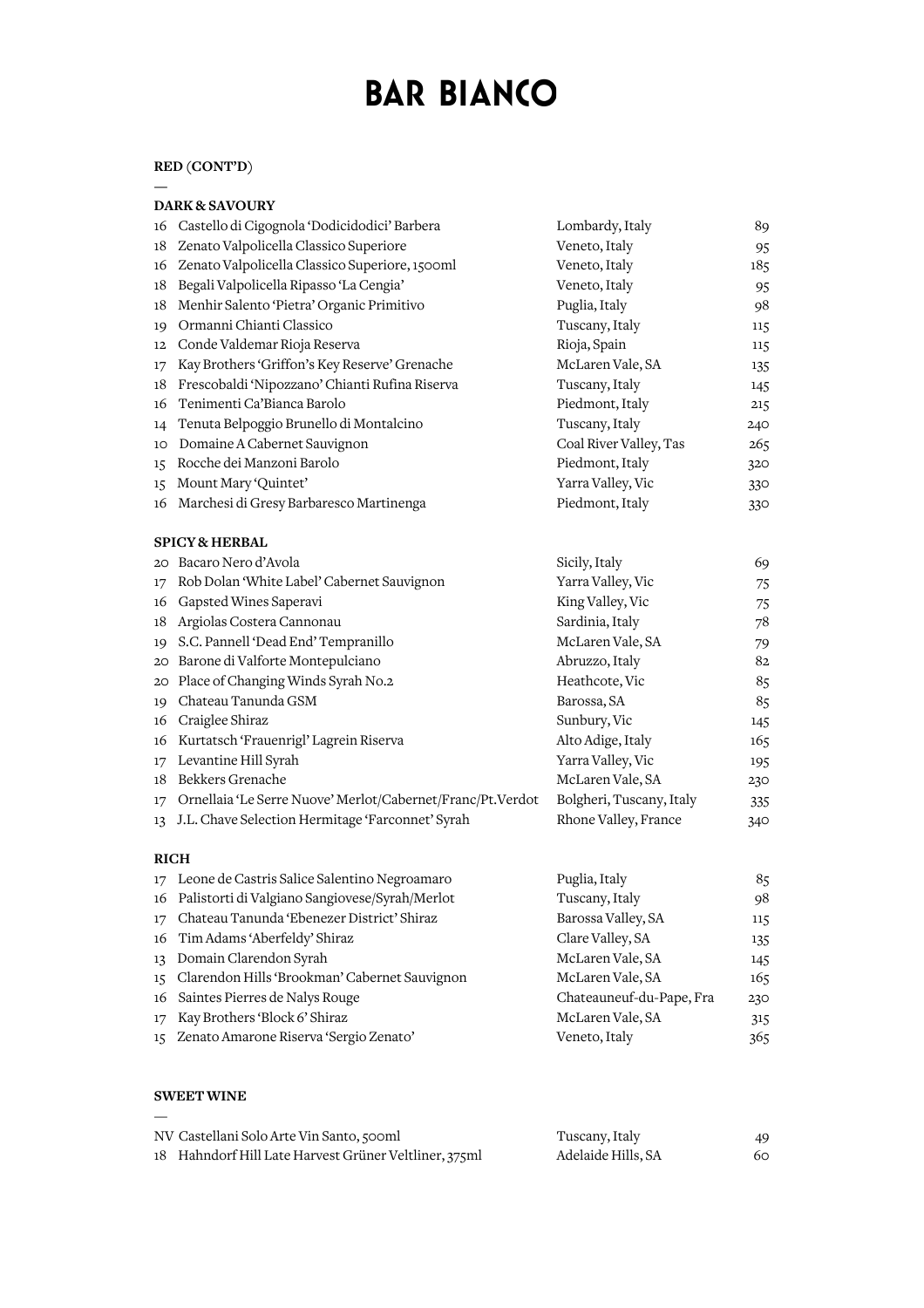# BAR BIANCO

**RED (CONT'D)**

—

**DARK & SAVOURY**

| | | | |
|---|---|---|---|
| 16 | Castello di Cigognola 'Dodicidodici' Barbera | Lombardy, Italy | 89 |
| 18 | Zenato Valpolicella Classico Superiore | Veneto, Italy | 95 |
| 16 | Zenato Valpolicella Classico Superiore, 1500ml | Veneto, Italy | 185 |
| 18 | Begali Valpolicella Ripasso 'La Cengia' | Veneto, Italy | 95 |
| 18 | Menhir Salento 'Pietra' Organic Primitivo | Puglia, Italy | 98 |
| 19 | Ormanni Chianti Classico | Tuscany, Italy | 115 |
| 12 | Conde Valdemar Rioja Reserva | Rioja, Spain | 115 |
| 17 | Kay Brothers 'Griffon's Key Reserve' Grenache | McLaren Vale, SA | 135 |
| 18 | Frescobaldi 'Nipozzano' Chianti Rufina Riserva | Tuscany, Italy | 145 |
| 16 | Tenimenti Ca'Bianca Barolo | Piedmont, Italy | 215 |
| 14 | Tenuta Belpoggio Brunello di Montalcino | Tuscany, Italy | 240 |
| 10 | Domaine A Cabernet Sauvignon | Coal River Valley, Tas | 265 |
| 15 | Rocche dei Manzoni Barolo | Piedmont, Italy | 320 |
| 15 | Mount Mary 'Quintet' | Yarra Valley, Vic | 330 |
| 16 | Marchesi di Gresy Barbaresco Martinenga | Piedmont, Italy | 330 |

**SPICY & HERBAL**

| | | | |
|---|---|---|---|
| 20 | Bacaro Nero d'Avola | Sicily, Italy | 69 |
| 17 | Rob Dolan 'White Label' Cabernet Sauvignon | Yarra Valley, Vic | 75 |
| 16 | Gapsted Wines Saperavi | King Valley, Vic | 75 |
| 18 | Argiolas Costera Cannonau | Sardinia, Italy | 78 |
| 19 | S.C. Pannell 'Dead End' Tempranillo | McLaren Vale, SA | 79 |
| 20 | Barone di Valforte Montepulciano | Abruzzo, Italy | 82 |
| 20 | Place of Changing Winds Syrah No.2 | Heathcote, Vic | 85 |
| 19 | Chateau Tanunda GSM | Barossa, SA | 85 |
| 16 | Craiglee Shiraz | Sunbury, Vic | 145 |
| 16 | Kurtatsch 'Frauenrigl' Lagrein Riserva | Alto Adige, Italy | 165 |
| 17 | Levantine Hill Syrah | Yarra Valley, Vic | 195 |
| 18 | Bekkers Grenache | McLaren Vale, SA | 230 |
| 17 | Ornellaia 'Le Serre Nuove' Merlot/Cabernet/Franc/Pt.Verdot | Bolgheri, Tuscany, Italy | 335 |
| 13 | J.L. Chave Selection Hermitage 'Farconnet' Syrah | Rhone Valley, France | 340 |

**RICH**

| | | | |
|---|---|---|---|
| 17 | Leone de Castris Salice Salentino Negroamaro | Puglia, Italy | 85 |
| 16 | Palistorti di Valgiano Sangiovese/Syrah/Merlot | Tuscany, Italy | 98 |
| 17 | Chateau Tanunda 'Ebenezer District' Shiraz | Barossa Valley, SA | 115 |
| 16 | Tim Adams 'Aberfeldy' Shiraz | Clare Valley, SA | 135 |
| 13 | Domain Clarendon Syrah | McLaren Vale, SA | 145 |
| 15 | Clarendon Hills 'Brookman' Cabernet Sauvignon | McLaren Vale, SA | 165 |
| 16 | Saintes Pierres de Nalys Rouge | Chateauneuf-du-Pape, Fra | 230 |
| 17 | Kay Brothers 'Block 6' Shiraz | McLaren Vale, SA | 315 |
| 15 | Zenato Amarone Riserva 'Sergio Zenato' | Veneto, Italy | 365 |

**SWEET WINE**

—

| | | | |
|---|---|---|---|
| NV | Castellani Solo Arte Vin Santo, 500ml | Tuscany, Italy | 49 |
| 18 | Hahndorf Hill Late Harvest Grüner Veltliner, 375ml | Adelaide Hills, SA | 60 |